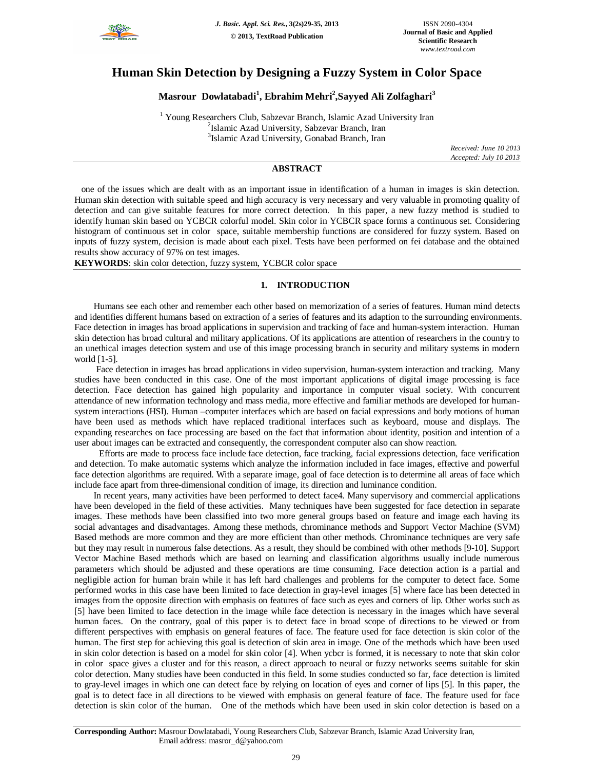# Human Skin Detection by Designing a Fuzzy System in Color Space

**Masrour Dowlatabadi[1], Ebrahim Mehri[2], Sayyed Ali Zolfaghari[3]**

[1] Young Researchers Club, Sabzevar Branch, Islamic Azad University Iran
[2] Islamic Azad University, Sabzevar Branch, Iran
[3] Islamic Azad University, Gonabad Branch, Iran

*Received: June 10 2013*
*Accepted: July 10 2013*

## ABSTRACT

one of the issues which are dealt with as an important issue in identification of a human in images is skin detection. Human skin detection with suitable speed and high accuracy is very necessary and very valuable in promoting quality of detection and can give suitable features for more correct detection. In this paper, a new fuzzy method is studied to identify human skin based on YCBCR colorful model. Skin color in YCBCR space forms a continuous set. Considering histogram of continuous set in color space, suitable membership functions are considered for fuzzy system. Based on inputs of fuzzy system, decision is made about each pixel. Tests have been performed on fei database and the obtained results show accuracy of 97% on test images.

**KEYWORDS**: skin color detection, fuzzy system, YCBCR color space

## 1. INTRODUCTION

Humans see each other and remember each other based on memorization of a series of features. Human mind detects and identifies different humans based on extraction of a series of features and its adaption to the surrounding environments. Face detection in images has broad applications in supervision and tracking of face and human-system interaction. Human skin detection has broad cultural and military applications. Of its applications are attention of researchers in the country to an unethical images detection system and use of this image processing branch in security and military systems in modern world [1-5].

Face detection in images has broad applications in video supervision, human-system interaction and tracking. Many studies have been conducted in this case. One of the most important applications of digital image processing is face detection. Face detection has gained high popularity and importance in computer visual society. With concurrent attendance of new information technology and mass media, more effective and familiar methods are developed for human-system interactions (HSI). Human –computer interfaces which are based on facial expressions and body motions of human have been used as methods which have replaced traditional interfaces such as keyboard, mouse and displays. The expanding researches on face processing are based on the fact that information about identity, position and intention of a user about images can be extracted and consequently, the correspondent computer also can show reaction.

Efforts are made to process face include face detection, face tracking, facial expressions detection, face verification and detection. To make automatic systems which analyze the information included in face images, effective and powerful face detection algorithms are required. With a separate image, goal of face detection is to determine all areas of face which include face apart from three-dimensional condition of image, its direction and luminance condition.

In recent years, many activities have been performed to detect face4. Many supervisory and commercial applications have been developed in the field of these activities. Many techniques have been suggested for face detection in separate images. These methods have been classified into two more general groups based on feature and image each having its social advantages and disadvantages. Among these methods, chrominance methods and Support Vector Machine (SVM) Based methods are more common and they are more efficient than other methods. Chrominance techniques are very safe but they may result in numerous false detections. As a result, they should be combined with other methods [9-10]. Support Vector Machine Based methods which are based on learning and classification algorithms usually include numerous parameters which should be adjusted and these operations are time consuming. Face detection action is a partial and negligible action for human brain while it has left hard challenges and problems for the computer to detect face. Some performed works in this case have been limited to face detection in gray-level images [5] where face has been detected in images from the opposite direction with emphasis on features of face such as eyes and corners of lip. Other works such as [5] have been limited to face detection in the image while face detection is necessary in the images which have several human faces. On the contrary, goal of this paper is to detect face in broad scope of directions to be viewed or from different perspectives with emphasis on general features of face. The feature used for face detection is skin color of the human. The first step for achieving this goal is detection of skin area in image. One of the methods which have been used in skin color detection is based on a model for skin color [4]. When ycbcr is formed, it is necessary to note that skin color in color space gives a cluster and for this reason, a direct approach to neural or fuzzy networks seems suitable for skin color detection. Many studies have been conducted in this field. In some studies conducted so far, face detection is limited to gray-level images in which one can detect face by relying on location of eyes and corner of lips [5]. In this paper, the goal is to detect face in all directions to be viewed with emphasis on general feature of face. The feature used for face detection is skin color of the human. One of the methods which have been used in skin color detection is based on a

**Corresponding Author:** Masrour Dowlatabadi, Young Researchers Club, Sabzevar Branch, Islamic Azad University Iran, Email address: masror_d@yahoo.com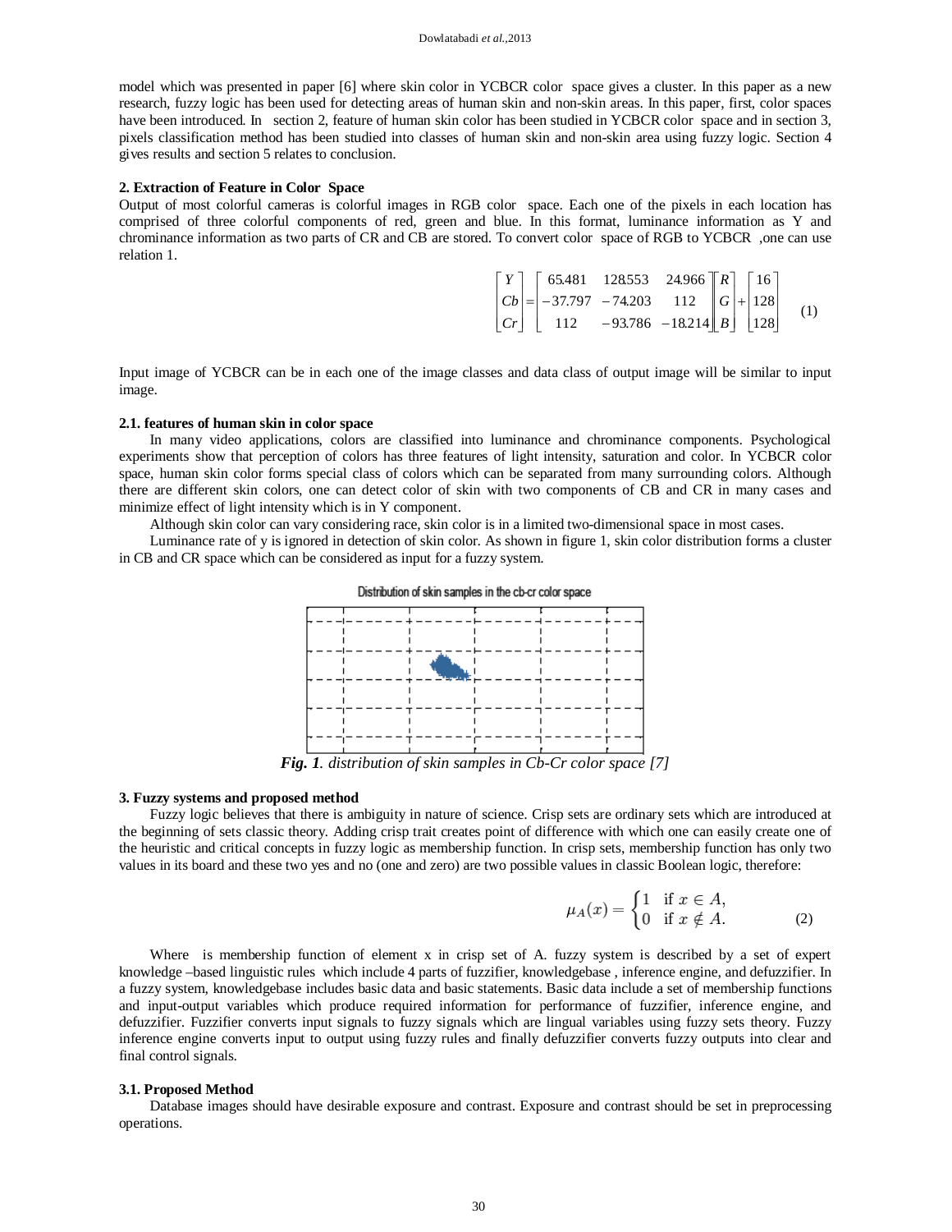model which was presented in paper [6] where skin color in YCBCR color space gives a cluster. In this paper as a new research, fuzzy logic has been used for detecting areas of human skin and non-skin areas. In this paper, first, color spaces have been introduced. In section 2, feature of human skin color has been studied in YCBCR color space and in section 3, pixels classification method has been studied into classes of human skin and non-skin area using fuzzy logic. Section 4 gives results and section 5 relates to conclusion.

## 2. Extraction of Feature in Color Space

Output of most colorful cameras is colorful images in RGB color space. Each one of the pixels in each location has comprised of three colorful components of red, green and blue. In this format, luminance information as Y and chrominance information as two parts of CR and CB are stored. To convert color space of RGB to YCBCR ,one can use relation 1.

$$\begin{bmatrix} Y \\ Cb \\ Cr \end{bmatrix} = \begin{bmatrix} 65.481 & 128.553 & 24.966 \\ -37.797 & -74.203 & 112 \\ 112 & -93.786 & -18.214 \end{bmatrix} \begin{bmatrix} R \\ G \\ B \end{bmatrix} + \begin{bmatrix} 16 \\ 128 \\ 128 \end{bmatrix} \quad (1)$$

Input image of YCBCR can be in each one of the image classes and data class of output image will be similar to input image.

### 2.1. features of human skin in color space

In many video applications, colors are classified into luminance and chrominance components. Psychological experiments show that perception of colors has three features of light intensity, saturation and color. In YCBCR color space, human skin color forms special class of colors which can be separated from many surrounding colors. Although there are different skin colors, one can detect color of skin with two components of CB and CR in many cases and minimize effect of light intensity which is in Y component.

Although skin color can vary considering race, skin color is in a limited two-dimensional space in most cases.

Luminance rate of y is ignored in detection of skin color. As shown in figure 1, skin color distribution forms a cluster in CB and CR space which can be considered as input for a fuzzy system.

***Fig. 1**. distribution of skin samples in Cb-Cr color space [7]*

## 3. Fuzzy systems and proposed method

Fuzzy logic believes that there is ambiguity in nature of science. Crisp sets are ordinary sets which are introduced at the beginning of sets classic theory. Adding crisp trait creates point of difference with which one can easily create one of the heuristic and critical concepts in fuzzy logic as membership function. In crisp sets, membership function has only two values in its board and these two yes and no (one and zero) are two possible values in classic Boolean logic, therefore:

$$\mu_A(x) = \begin{cases} 1 & \text{if } x \in A, \\ 0 & \text{if } x \notin A. \end{cases} \quad (2)$$

Where is membership function of element x in crisp set of A. fuzzy system is described by a set of expert knowledge –based linguistic rules which include 4 parts of fuzzifier, knowledgebase , inference engine, and defuzzifier. In a fuzzy system, knowledgebase includes basic data and basic statements. Basic data include a set of membership functions and input-output variables which produce required information for performance of fuzzifier, inference engine, and defuzzifier. Fuzzifier converts input signals to fuzzy signals which are lingual variables using fuzzy sets theory. Fuzzy inference engine converts input to output using fuzzy rules and finally defuzzifier converts fuzzy outputs into clear and final control signals.

### 3.1. Proposed Method

Database images should have desirable exposure and contrast. Exposure and contrast should be set in preprocessing operations.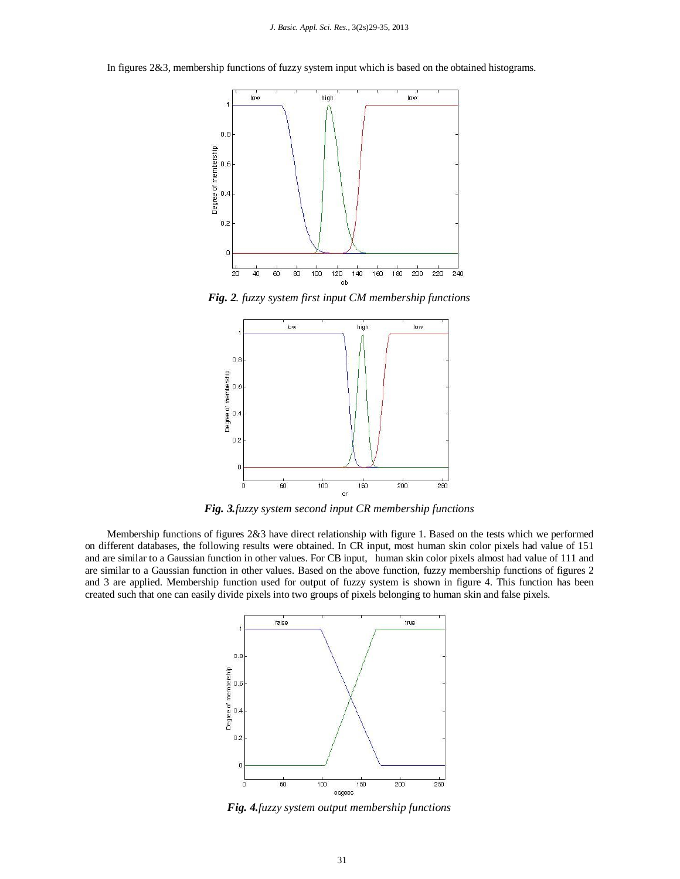In figures 2&3, membership functions of fuzzy system input which is based on the obtained histograms.

***Fig. 2**. fuzzy system first input CM membership functions*

***Fig. 3.**fuzzy system second input CR membership functions*

Membership functions of figures 2&3 have direct relationship with figure 1. Based on the tests which we performed on different databases, the following results were obtained. In CR input, most human skin color pixels had value of 151 and are similar to a Gaussian function in other values. For CB input, human skin color pixels almost had value of 111 and are similar to a Gaussian function in other values. Based on the above function, fuzzy membership functions of figures 2 and 3 are applied. Membership function used for output of fuzzy system is shown in figure 4. This function has been created such that one can easily divide pixels into two groups of pixels belonging to human skin and false pixels.

***Fig. 4.**fuzzy system output membership functions*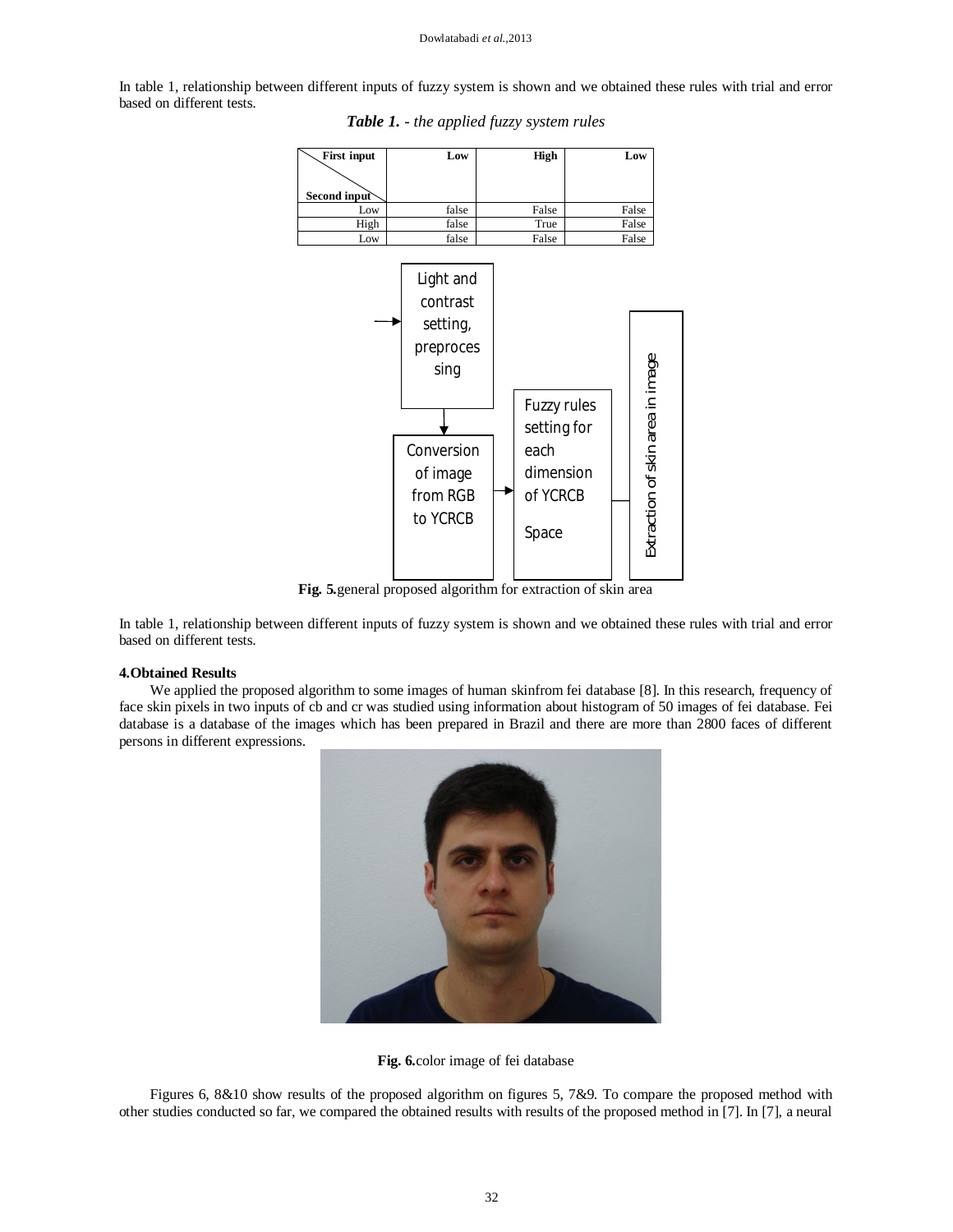In table 1, relationship between different inputs of fuzzy system is shown and we obtained these rules with trial and error based on different tests.

***Table 1.*** *- the applied fuzzy system rules*

| First input / Second input | Low | High | Low |
|---|---|---|---|
| Low | false | False | False |
| High | false | True | False |
| Low | false | False | False |

**Fig. 5.**general proposed algorithm for extraction of skin area

In table 1, relationship between different inputs of fuzzy system is shown and we obtained these rules with trial and error based on different tests.

**4.Obtained Results**

We applied the proposed algorithm to some images of human skinfrom fei database [8]. In this research, frequency of face skin pixels in two inputs of cb and cr was studied using information about histogram of 50 images of fei database. Fei database is a database of the images which has been prepared in Brazil and there are more than 2800 faces of different persons in different expressions.

**Fig. 6.**color image of fei database

Figures 6, 8&10 show results of the proposed algorithm on figures 5, 7&9. To compare the proposed method with other studies conducted so far, we compared the obtained results with results of the proposed method in [7]. In [7], a neural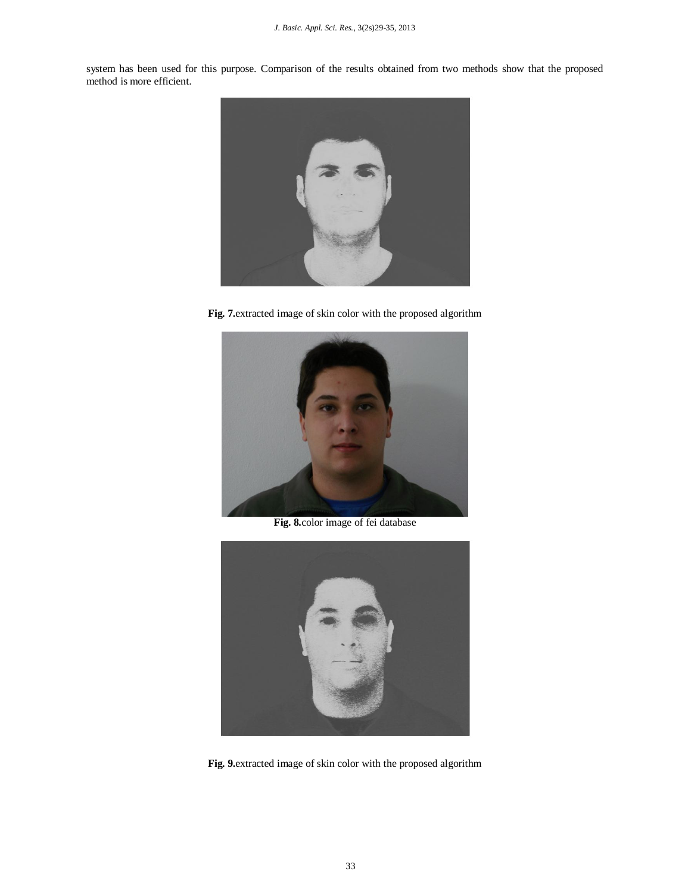system has been used for this purpose. Comparison of the results obtained from two methods show that the proposed method is more efficient.

**Fig. 7.**extracted image of skin color with the proposed algorithm

**Fig. 8.**color image of fei database

**Fig. 9.**extracted image of skin color with the proposed algorithm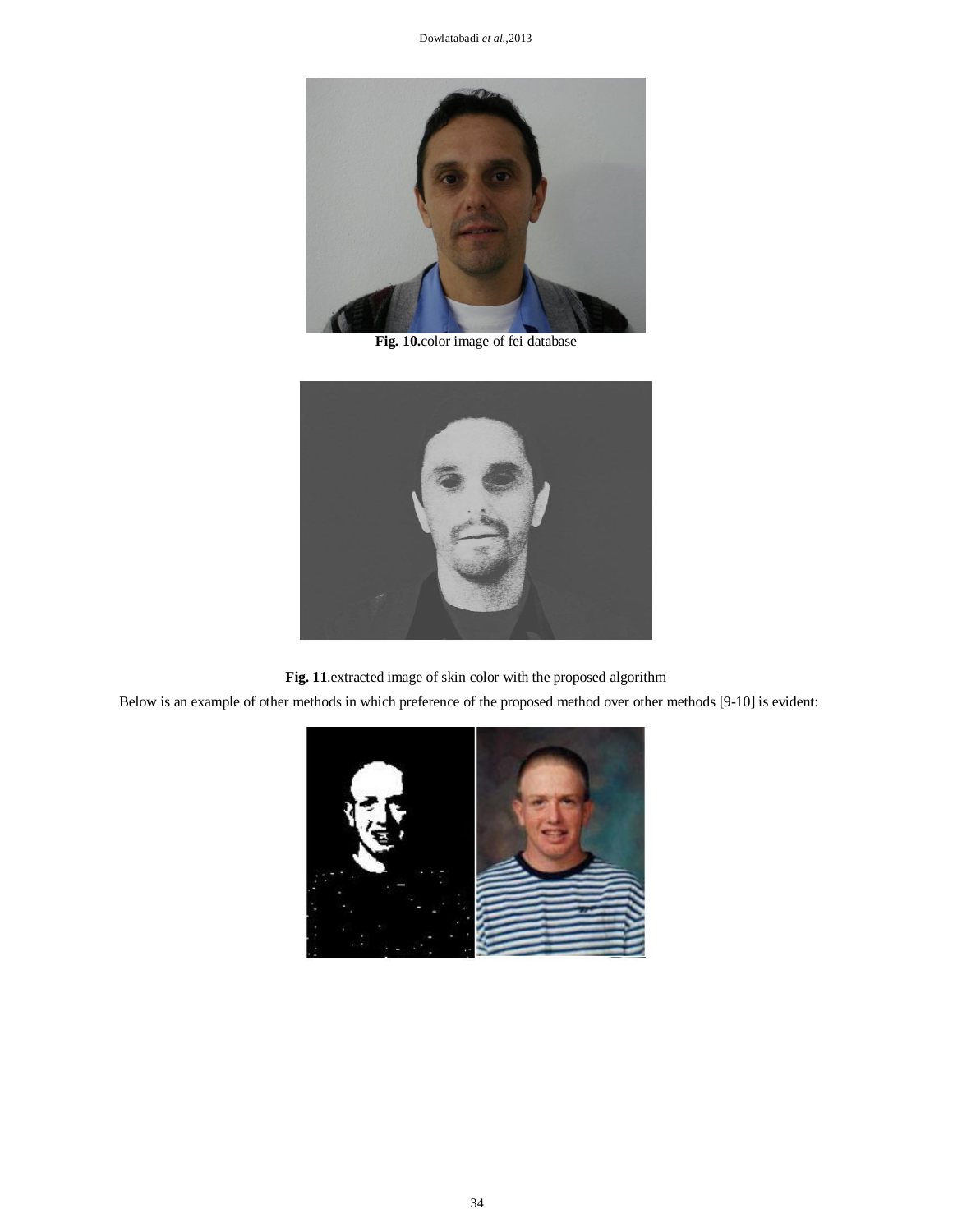**Fig. 10.**color image of fei database

**Fig. 11**.extracted image of skin color with the proposed algorithm

Below is an example of other methods in which preference of the proposed method over other methods [9-10] is evident: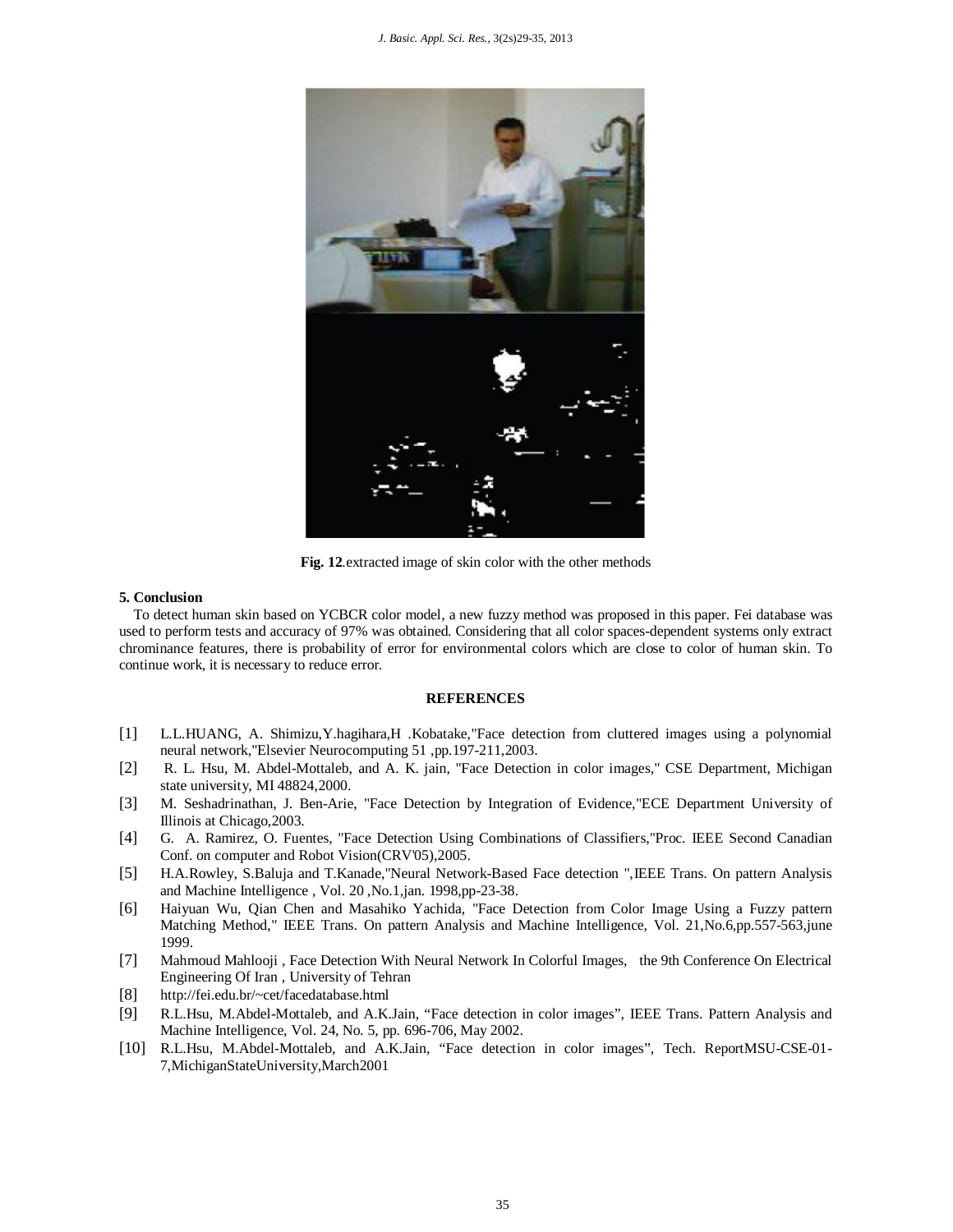**Fig. 12**.extracted image of skin color with the other methods

### 5. Conclusion

To detect human skin based on YCBCR color model, a new fuzzy method was proposed in this paper. Fei database was used to perform tests and accuracy of 97% was obtained. Considering that all color spaces-dependent systems only extract chrominance features, there is probability of error for environmental colors which are close to color of human skin. To continue work, it is necessary to reduce error.

### REFERENCES

[1] L.L.HUANG, A. Shimizu,Y.hagihara,H .Kobatake,"Face detection from cluttered images using a polynomial neural network,"Elsevier Neurocomputing 51 ,pp.197-211,2003.

[2] R. L. Hsu, M. Abdel-Mottaleb, and A. K. jain, "Face Detection in color images," CSE Department, Michigan state university, MI 48824,2000.

[3] M. Seshadrinathan, J. Ben-Arie, "Face Detection by Integration of Evidence,"ECE Department University of Illinois at Chicago,2003.

[4] G. A. Ramirez, O. Fuentes, "Face Detection Using Combinations of Classifiers,"Proc. IEEE Second Canadian Conf. on computer and Robot Vision(CRV'05),2005.

[5] H.A.Rowley, S.Baluja and T.Kanade,"Neural Network-Based Face detection ",IEEE Trans. On pattern Analysis and Machine Intelligence , Vol. 20 ,No.1,jan. 1998,pp-23-38.

[6] Haiyuan Wu, Qian Chen and Masahiko Yachida, "Face Detection from Color Image Using a Fuzzy pattern Matching Method," IEEE Trans. On pattern Analysis and Machine Intelligence, Vol. 21,No.6,pp.557-563,june 1999.

[7] Mahmoud Mahlooji , Face Detection With Neural Network In Colorful Images, the 9th Conference On Electrical Engineering Of Iran , University of Tehran

[8] http://fei.edu.br/~cet/facedatabase.html

[9] R.L.Hsu, M.Abdel-Mottaleb, and A.K.Jain, "Face detection in color images", IEEE Trans. Pattern Analysis and Machine Intelligence, Vol. 24, No. 5, pp. 696-706, May 2002.

[10] R.L.Hsu, M.Abdel-Mottaleb, and A.K.Jain, "Face detection in color images", Tech. ReportMSU-CSE-01-7,MichiganStateUniversity,March2001